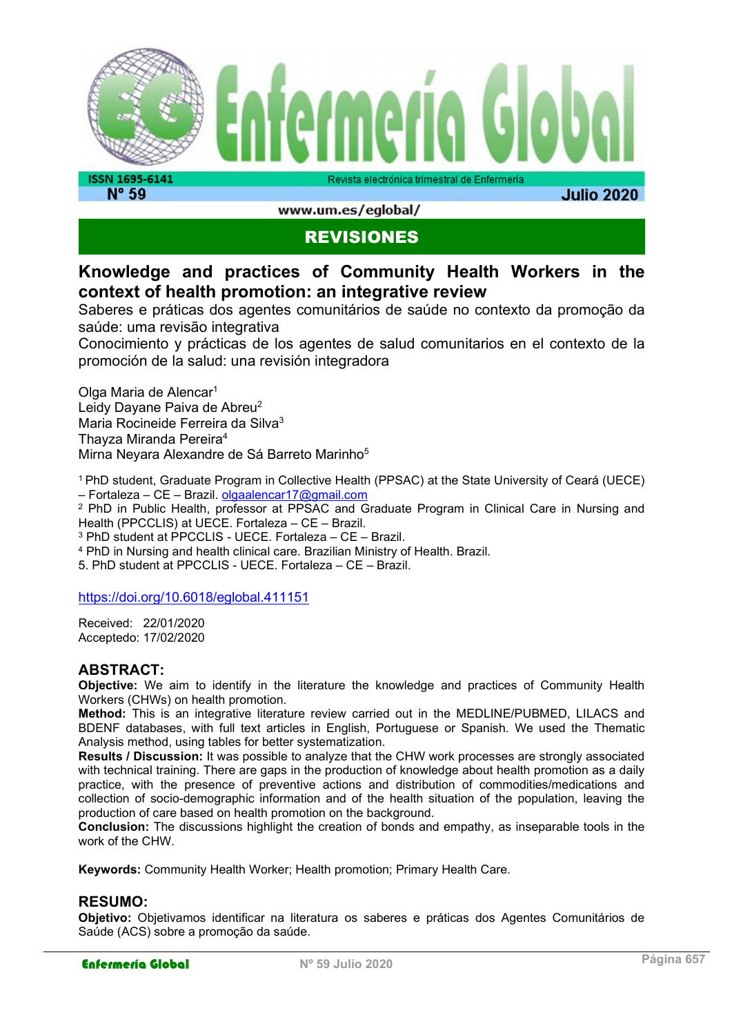## REVISIONES

# Knowledge and practices of Community Health Workers in the context of health promotion: an integrative review

Saberes e práticas dos agentes comunitários de saúde no contexto da promoção da saúde: uma revisão integrativa

Conocimiento y prácticas de los agentes de salud comunitarios en el contexto de la promoción de la salud: una revisión integradora

Olga Maria de Alencar[1]
Leidy Dayane Paiva de Abreu[2]
Maria Rocineide Ferreira da Silva[3]
Thayza Miranda Pereira[4]
Mirna Neyara Alexandre de Sá Barreto Marinho[5]

[1] PhD student, Graduate Program in Collective Health (PPSAC) at the State University of Ceará (UECE) – Fortaleza – CE – Brazil. olgaalencar17@gmail.com
[2] PhD in Public Health, professor at PPSAC and Graduate Program in Clinical Care in Nursing and Health (PPCCLIS) at UECE. Fortaleza – CE – Brazil.
[3] PhD student at PPCCLIS - UECE. Fortaleza – CE – Brazil.
[4] PhD in Nursing and health clinical care. Brazilian Ministry of Health. Brazil.
5. PhD student at PPCCLIS - UECE. Fortaleza – CE – Brazil.

https://doi.org/10.6018/eglobal.411151

Received: 22/01/2020
Acceptedo: 17/02/2020

## ABSTRACT:

**Objective:** We aim to identify in the literature the knowledge and practices of Community Health Workers (CHWs) on health promotion.
**Method:** This is an integrative literature review carried out in the MEDLINE/PUBMED, LILACS and BDENF databases, with full text articles in English, Portuguese or Spanish. We used the Thematic Analysis method, using tables for better systematization.
**Results / Discussion:** It was possible to analyze that the CHW work processes are strongly associated with technical training. There are gaps in the production of knowledge about health promotion as a daily practice, with the presence of preventive actions and distribution of commodities/medications and collection of socio-demographic information and of the health situation of the population, leaving the production of care based on health promotion on the background.
**Conclusion:** The discussions highlight the creation of bonds and empathy, as inseparable tools in the work of the CHW.

**Keywords:** Community Health Worker; Health promotion; Primary Health Care.

## RESUMO:

**Objetivo:** Objetivamos identificar na literatura os saberes e práticas dos Agentes Comunitários de Saúde (ACS) sobre a promoção da saúde.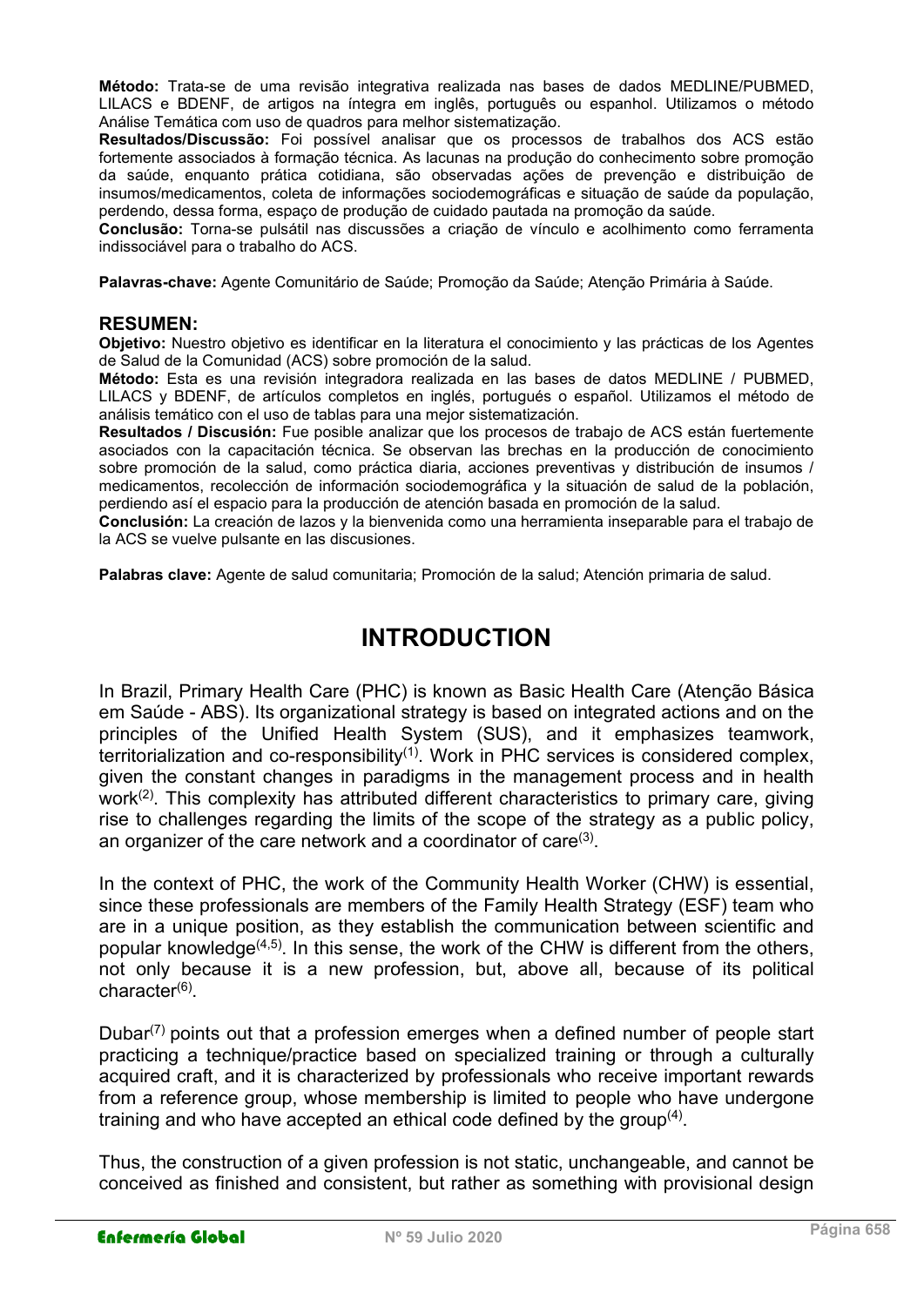**Método:** Trata-se de uma revisão integrativa realizada nas bases de dados MEDLINE/PUBMED, LILACS e BDENF, de artigos na íntegra em inglês, português ou espanhol. Utilizamos o método Análise Temática com uso de quadros para melhor sistematização.

**Resultados/Discussão:** Foi possível analisar que os processos de trabalhos dos ACS estão fortemente associados à formação técnica. As lacunas na produção do conhecimento sobre promoção da saúde, enquanto prática cotidiana, são observadas ações de prevenção e distribuição de insumos/medicamentos, coleta de informações sociodemográficas e situação de saúde da população, perdendo, dessa forma, espaço de produção de cuidado pautada na promoção da saúde.

**Conclusão:** Torna-se pulsátil nas discussões a criação de vínculo e acolhimento como ferramenta indissociável para o trabalho do ACS.

**Palavras-chave:** Agente Comunitário de Saúde; Promoção da Saúde; Atenção Primária à Saúde.

## RESUMEN:

**Objetivo:** Nuestro objetivo es identificar en la literatura el conocimiento y las prácticas de los Agentes de Salud de la Comunidad (ACS) sobre promoción de la salud.

**Método:** Esta es una revisión integradora realizada en las bases de datos MEDLINE / PUBMED, LILACS y BDENF, de artículos completos en inglés, portugués o español. Utilizamos el método de análisis temático con el uso de tablas para una mejor sistematización.

**Resultados / Discusión:** Fue posible analizar que los procesos de trabajo de ACS están fuertemente asociados con la capacitación técnica. Se observan las brechas en la producción de conocimiento sobre promoción de la salud, como práctica diaria, acciones preventivas y distribución de insumos / medicamentos, recolección de información sociodemográfica y la situación de salud de la población, perdiendo así el espacio para la producción de atención basada en promoción de la salud.

**Conclusión:** La creación de lazos y la bienvenida como una herramienta inseparable para el trabajo de la ACS se vuelve pulsante en las discusiones.

**Palabras clave:** Agente de salud comunitaria; Promoción de la salud; Atención primaria de salud.

# INTRODUCTION

In Brazil, Primary Health Care (PHC) is known as Basic Health Care (Atenção Básica em Saúde - ABS). Its organizational strategy is based on integrated actions and on the principles of the Unified Health System (SUS), and it emphasizes teamwork, territorialization and co-responsibility[1]. Work in PHC services is considered complex, given the constant changes in paradigms in the management process and in health work[2]. This complexity has attributed different characteristics to primary care, giving rise to challenges regarding the limits of the scope of the strategy as a public policy, an organizer of the care network and a coordinator of care[3].

In the context of PHC, the work of the Community Health Worker (CHW) is essential, since these professionals are members of the Family Health Strategy (ESF) team who are in a unique position, as they establish the communication between scientific and popular knowledge[4,5]. In this sense, the work of the CHW is different from the others, not only because it is a new profession, but, above all, because of its political character[6].

Dubar[7] points out that a profession emerges when a defined number of people start practicing a technique/practice based on specialized training or through a culturally acquired craft, and it is characterized by professionals who receive important rewards from a reference group, whose membership is limited to people who have undergone training and who have accepted an ethical code defined by the group[4].

Thus, the construction of a given profession is not static, unchangeable, and cannot be conceived as finished and consistent, but rather as something with provisional design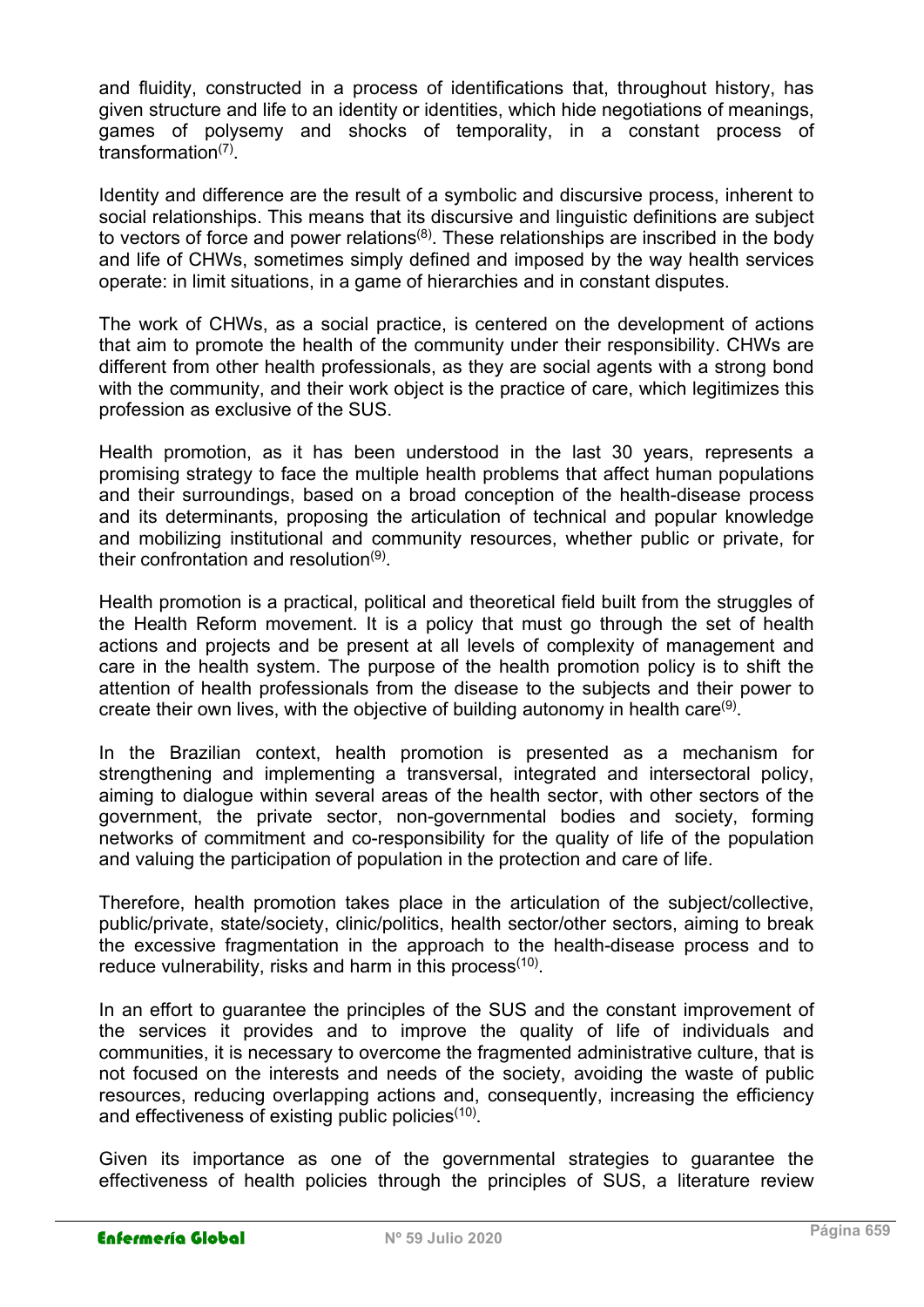and fluidity, constructed in a process of identifications that, throughout history, has given structure and life to an identity or identities, which hide negotiations of meanings, games of polysemy and shocks of temporality, in a constant process of transformation[7].

Identity and difference are the result of a symbolic and discursive process, inherent to social relationships. This means that its discursive and linguistic definitions are subject to vectors of force and power relations[8]. These relationships are inscribed in the body and life of CHWs, sometimes simply defined and imposed by the way health services operate: in limit situations, in a game of hierarchies and in constant disputes.

The work of CHWs, as a social practice, is centered on the development of actions that aim to promote the health of the community under their responsibility. CHWs are different from other health professionals, as they are social agents with a strong bond with the community, and their work object is the practice of care, which legitimizes this profession as exclusive of the SUS.

Health promotion, as it has been understood in the last 30 years, represents a promising strategy to face the multiple health problems that affect human populations and their surroundings, based on a broad conception of the health-disease process and its determinants, proposing the articulation of technical and popular knowledge and mobilizing institutional and community resources, whether public or private, for their confrontation and resolution[9].

Health promotion is a practical, political and theoretical field built from the struggles of the Health Reform movement. It is a policy that must go through the set of health actions and projects and be present at all levels of complexity of management and care in the health system. The purpose of the health promotion policy is to shift the attention of health professionals from the disease to the subjects and their power to create their own lives, with the objective of building autonomy in health care[9].

In the Brazilian context, health promotion is presented as a mechanism for strengthening and implementing a transversal, integrated and intersectoral policy, aiming to dialogue within several areas of the health sector, with other sectors of the government, the private sector, non-governmental bodies and society, forming networks of commitment and co-responsibility for the quality of life of the population and valuing the participation of population in the protection and care of life.

Therefore, health promotion takes place in the articulation of the subject/collective, public/private, state/society, clinic/politics, health sector/other sectors, aiming to break the excessive fragmentation in the approach to the health-disease process and to reduce vulnerability, risks and harm in this process[10].

In an effort to guarantee the principles of the SUS and the constant improvement of the services it provides and to improve the quality of life of individuals and communities, it is necessary to overcome the fragmented administrative culture, that is not focused on the interests and needs of the society, avoiding the waste of public resources, reducing overlapping actions and, consequently, increasing the efficiency and effectiveness of existing public policies[10].

Given its importance as one of the governmental strategies to guarantee the effectiveness of health policies through the principles of SUS, a literature review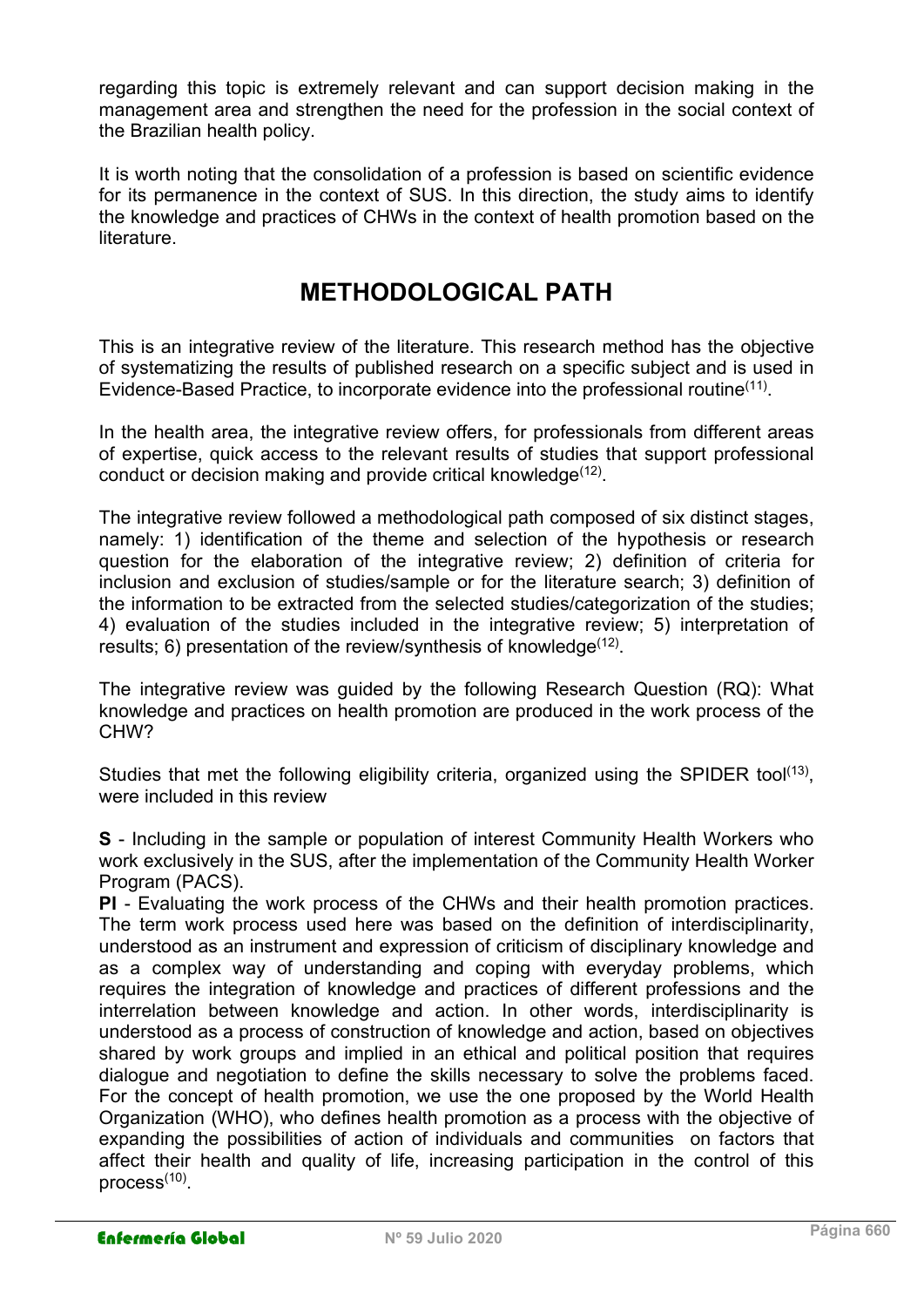regarding this topic is extremely relevant and can support decision making in the management area and strengthen the need for the profession in the social context of the Brazilian health policy.

It is worth noting that the consolidation of a profession is based on scientific evidence for its permanence in the context of SUS. In this direction, the study aims to identify the knowledge and practices of CHWs in the context of health promotion based on the literature.

# METHODOLOGICAL PATH

This is an integrative review of the literature. This research method has the objective of systematizing the results of published research on a specific subject and is used in Evidence-Based Practice, to incorporate evidence into the professional routine[11].

In the health area, the integrative review offers, for professionals from different areas of expertise, quick access to the relevant results of studies that support professional conduct or decision making and provide critical knowledge[12].

The integrative review followed a methodological path composed of six distinct stages, namely: 1) identification of the theme and selection of the hypothesis or research question for the elaboration of the integrative review; 2) definition of criteria for inclusion and exclusion of studies/sample or for the literature search; 3) definition of the information to be extracted from the selected studies/categorization of the studies; 4) evaluation of the studies included in the integrative review; 5) interpretation of results; 6) presentation of the review/synthesis of knowledge[12].

The integrative review was guided by the following Research Question (RQ): What knowledge and practices on health promotion are produced in the work process of the CHW?

Studies that met the following eligibility criteria, organized using the SPIDER tool[13], were included in this review

**S** - Including in the sample or population of interest Community Health Workers who work exclusively in the SUS, after the implementation of the Community Health Worker Program (PACS).

**PI** - Evaluating the work process of the CHWs and their health promotion practices. The term work process used here was based on the definition of interdisciplinarity, understood as an instrument and expression of criticism of disciplinary knowledge and as a complex way of understanding and coping with everyday problems, which requires the integration of knowledge and practices of different professions and the interrelation between knowledge and action. In other words, interdisciplinarity is understood as a process of construction of knowledge and action, based on objectives shared by work groups and implied in an ethical and political position that requires dialogue and negotiation to define the skills necessary to solve the problems faced. For the concept of health promotion, we use the one proposed by the World Health Organization (WHO), who defines health promotion as a process with the objective of expanding the possibilities of action of individuals and communities on factors that affect their health and quality of life, increasing participation in the control of this process[10].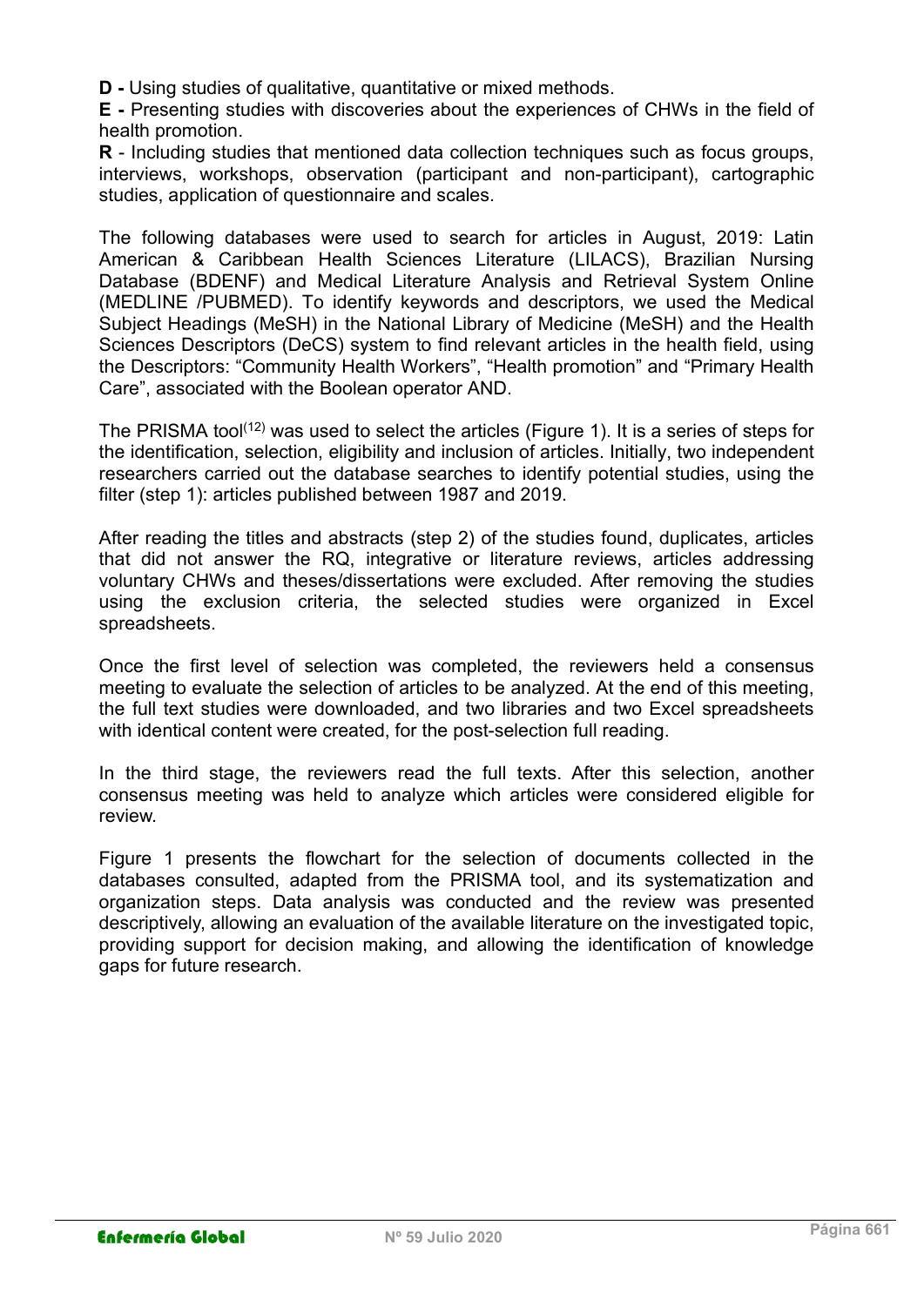**D -** Using studies of qualitative, quantitative or mixed methods.

**E -** Presenting studies with discoveries about the experiences of CHWs in the field of health promotion.

**R** - Including studies that mentioned data collection techniques such as focus groups, interviews, workshops, observation (participant and non-participant), cartographic studies, application of questionnaire and scales.

The following databases were used to search for articles in August, 2019: Latin American & Caribbean Health Sciences Literature (LILACS), Brazilian Nursing Database (BDENF) and Medical Literature Analysis and Retrieval System Online (MEDLINE /PUBMED). To identify keywords and descriptors, we used the Medical Subject Headings (MeSH) in the National Library of Medicine (MeSH) and the Health Sciences Descriptors (DeCS) system to find relevant articles in the health field, using the Descriptors: "Community Health Workers", "Health promotion" and "Primary Health Care", associated with the Boolean operator AND.

The PRISMA tool[12] was used to select the articles (Figure 1). It is a series of steps for the identification, selection, eligibility and inclusion of articles. Initially, two independent researchers carried out the database searches to identify potential studies, using the filter (step 1): articles published between 1987 and 2019.

After reading the titles and abstracts (step 2) of the studies found, duplicates, articles that did not answer the RQ, integrative or literature reviews, articles addressing voluntary CHWs and theses/dissertations were excluded. After removing the studies using the exclusion criteria, the selected studies were organized in Excel spreadsheets.

Once the first level of selection was completed, the reviewers held a consensus meeting to evaluate the selection of articles to be analyzed. At the end of this meeting, the full text studies were downloaded, and two libraries and two Excel spreadsheets with identical content were created, for the post-selection full reading.

In the third stage, the reviewers read the full texts. After this selection, another consensus meeting was held to analyze which articles were considered eligible for review.

Figure 1 presents the flowchart for the selection of documents collected in the databases consulted, adapted from the PRISMA tool, and its systematization and organization steps. Data analysis was conducted and the review was presented descriptively, allowing an evaluation of the available literature on the investigated topic, providing support for decision making, and allowing the identification of knowledge gaps for future research.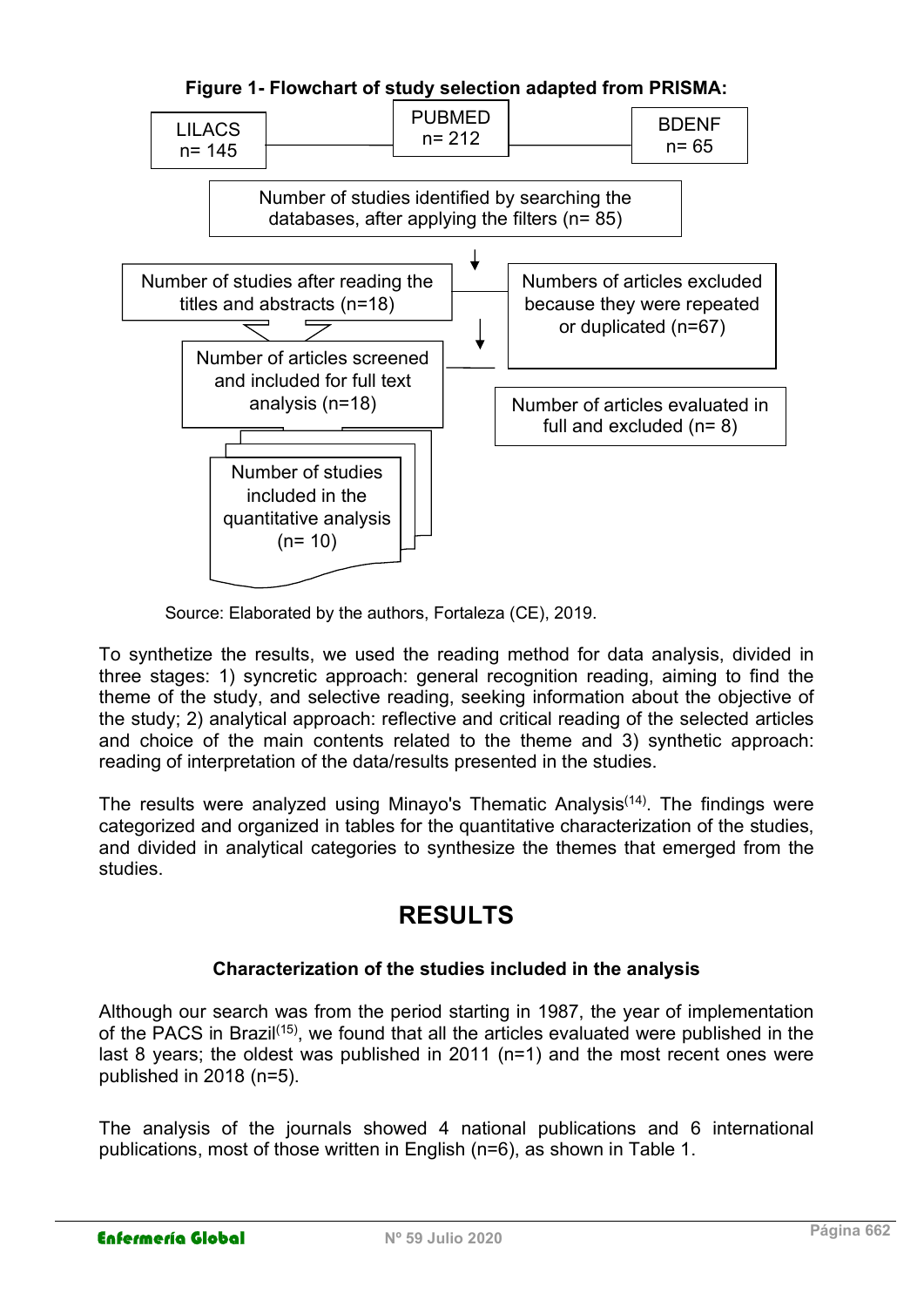**Figure 1- Flowchart of study selection adapted from PRISMA:**

LILACS n= 145

PUBMED n= 212

BDENF n= 65

Number of studies identified by searching the databases, after applying the filters (n= 85)

Number of studies after reading the titles and abstracts (n=18)

Numbers of articles excluded because they were repeated or duplicated (n=67)

Number of articles screened and included for full text analysis (n=18)

Number of articles evaluated in full and excluded (n= 8)

Number of studies included in the quantitative analysis (n= 10)

Source: Elaborated by the authors, Fortaleza (CE), 2019.

To synthetize the results, we used the reading method for data analysis, divided in three stages: 1) syncretic approach: general recognition reading, aiming to find the theme of the study, and selective reading, seeking information about the objective of the study; 2) analytical approach: reflective and critical reading of the selected articles and choice of the main contents related to the theme and 3) synthetic approach: reading of interpretation of the data/results presented in the studies.

The results were analyzed using Minayo's Thematic Analysis[14]. The findings were categorized and organized in tables for the quantitative characterization of the studies, and divided in analytical categories to synthesize the themes that emerged from the studies.

# RESULTS

### Characterization of the studies included in the analysis

Although our search was from the period starting in 1987, the year of implementation of the PACS in Brazil[15], we found that all the articles evaluated were published in the last 8 years; the oldest was published in 2011 (n=1) and the most recent ones were published in 2018 (n=5).

The analysis of the journals showed 4 national publications and 6 international publications, most of those written in English (n=6), as shown in Table 1.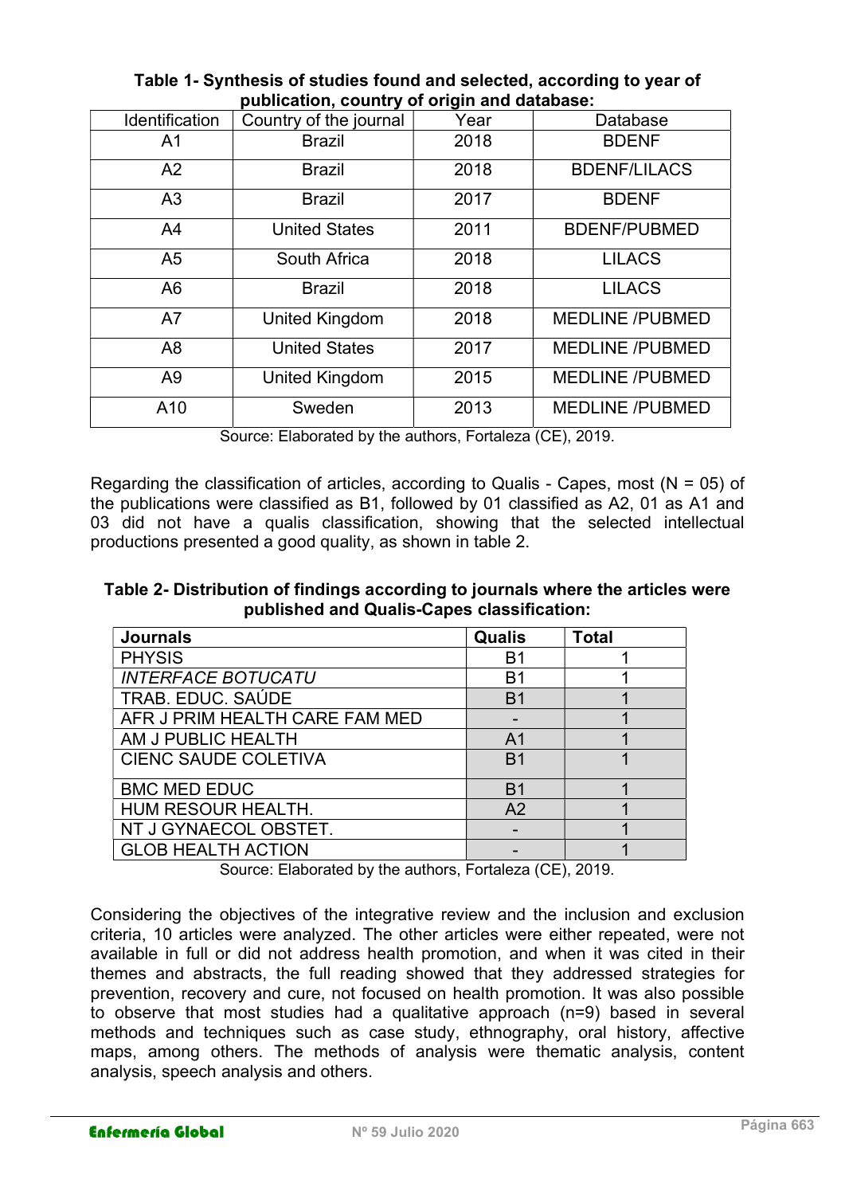**Table 1- Synthesis of studies found and selected, according to year of publication, country of origin and database:**

| Identification | Country of the journal | Year | Database |
|---|---|---|---|
| A1 | Brazil | 2018 | BDENF |
| A2 | Brazil | 2018 | BDENF/LILACS |
| A3 | Brazil | 2017 | BDENF |
| A4 | United States | 2011 | BDENF/PUBMED |
| A5 | South Africa | 2018 | LILACS |
| A6 | Brazil | 2018 | LILACS |
| A7 | United Kingdom | 2018 | MEDLINE /PUBMED |
| A8 | United States | 2017 | MEDLINE /PUBMED |
| A9 | United Kingdom | 2015 | MEDLINE /PUBMED |
| A10 | Sweden | 2013 | MEDLINE /PUBMED |

Source: Elaborated by the authors, Fortaleza (CE), 2019.

Regarding the classification of articles, according to Qualis - Capes, most (N = 05) of the publications were classified as B1, followed by 01 classified as A2, 01 as A1 and 03 did not have a qualis classification, showing that the selected intellectual productions presented a good quality, as shown in table 2.

**Table 2- Distribution of findings according to journals where the articles were published and Qualis-Capes classification:**

| Journals | Qualis | Total |
|---|---|---|
| PHYSIS | B1 | 1 |
| *INTERFACE BOTUCATU* | B1 | 1 |
| TRAB. EDUC. SAÚDE | B1 | 1 |
| AFR J PRIM HEALTH CARE FAM MED | - | 1 |
| AM J PUBLIC HEALTH | A1 | 1 |
| CIENC SAUDE COLETIVA | B1 | 1 |
| BMC MED EDUC | B1 | 1 |
| HUM RESOUR HEALTH. | A2 | 1 |
| NT J GYNAECOL OBSTET. | - | 1 |
| GLOB HEALTH ACTION | - | 1 |

Source: Elaborated by the authors, Fortaleza (CE), 2019.

Considering the objectives of the integrative review and the inclusion and exclusion criteria, 10 articles were analyzed. The other articles were either repeated, were not available in full or did not address health promotion, and when it was cited in their themes and abstracts, the full reading showed that they addressed strategies for prevention, recovery and cure, not focused on health promotion. It was also possible to observe that most studies had a qualitative approach (n=9) based in several methods and techniques such as case study, ethnography, oral history, affective maps, among others. The methods of analysis were thematic analysis, content analysis, speech analysis and others.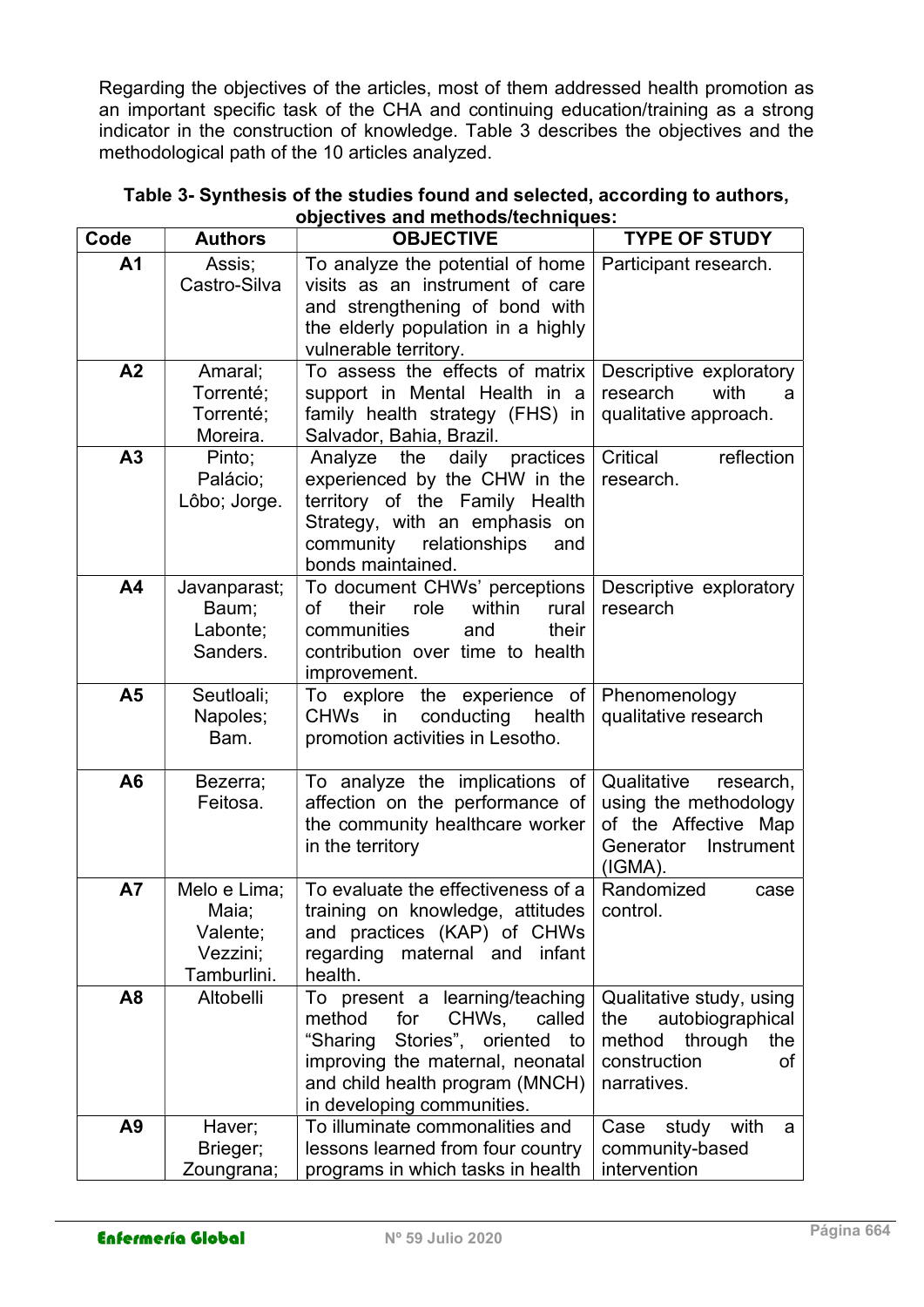Regarding the objectives of the articles, most of them addressed health promotion as an important specific task of the CHA and continuing education/training as a strong indicator in the construction of knowledge. Table 3 describes the objectives and the methodological path of the 10 articles analyzed.

**Table 3- Synthesis of the studies found and selected, according to authors, objectives and methods/techniques:**

| Code | Authors | OBJECTIVE | TYPE OF STUDY |
|---|---|---|---|
| **A1** | Assis; Castro-Silva | To analyze the potential of home visits as an instrument of care and strengthening of bond with the elderly population in a highly vulnerable territory. | Participant research. |
| **A2** | Amaral; Torrenté; Torrenté; Moreira. | To assess the effects of matrix support in Mental Health in a family health strategy (FHS) in Salvador, Bahia, Brazil. | Descriptive exploratory research with a qualitative approach. |
| **A3** | Pinto; Palácio; Lôbo; Jorge. | Analyze the daily practices experienced by the CHW in the territory of the Family Health Strategy, with an emphasis on community relationships and bonds maintained. | Critical reflection research. |
| **A4** | Javanparast; Baum; Labonte; Sanders. | To document CHWs' perceptions of their role within rural communities and their contribution over time to health improvement. | Descriptive exploratory research |
| **A5** | Seutloali; Napoles; Bam. | To explore the experience of CHWs in conducting health promotion activities in Lesotho. | Phenomenology qualitative research |
| **A6** | Bezerra; Feitosa. | To analyze the implications of affection on the performance of the community healthcare worker in the territory | Qualitative research, using the methodology of the Affective Map Generator Instrument (IGMA). |
| **A7** | Melo e Lima; Maia; Valente; Vezzini; Tamburlini. | To evaluate the effectiveness of a training on knowledge, attitudes and practices (KAP) of CHWs regarding maternal and infant health. | Randomized case control. |
| **A8** | Altobelli | To present a learning/teaching method for CHWs, called "Sharing Stories", oriented to improving the maternal, neonatal and child health program (MNCH) in developing communities. | Qualitative study, using the autobiographical method through the construction of narratives. |
| **A9** | Haver; Brieger; Zoungrana; | To illuminate commonalities and lessons learned from four country programs in which tasks in health | Case study with a community-based intervention |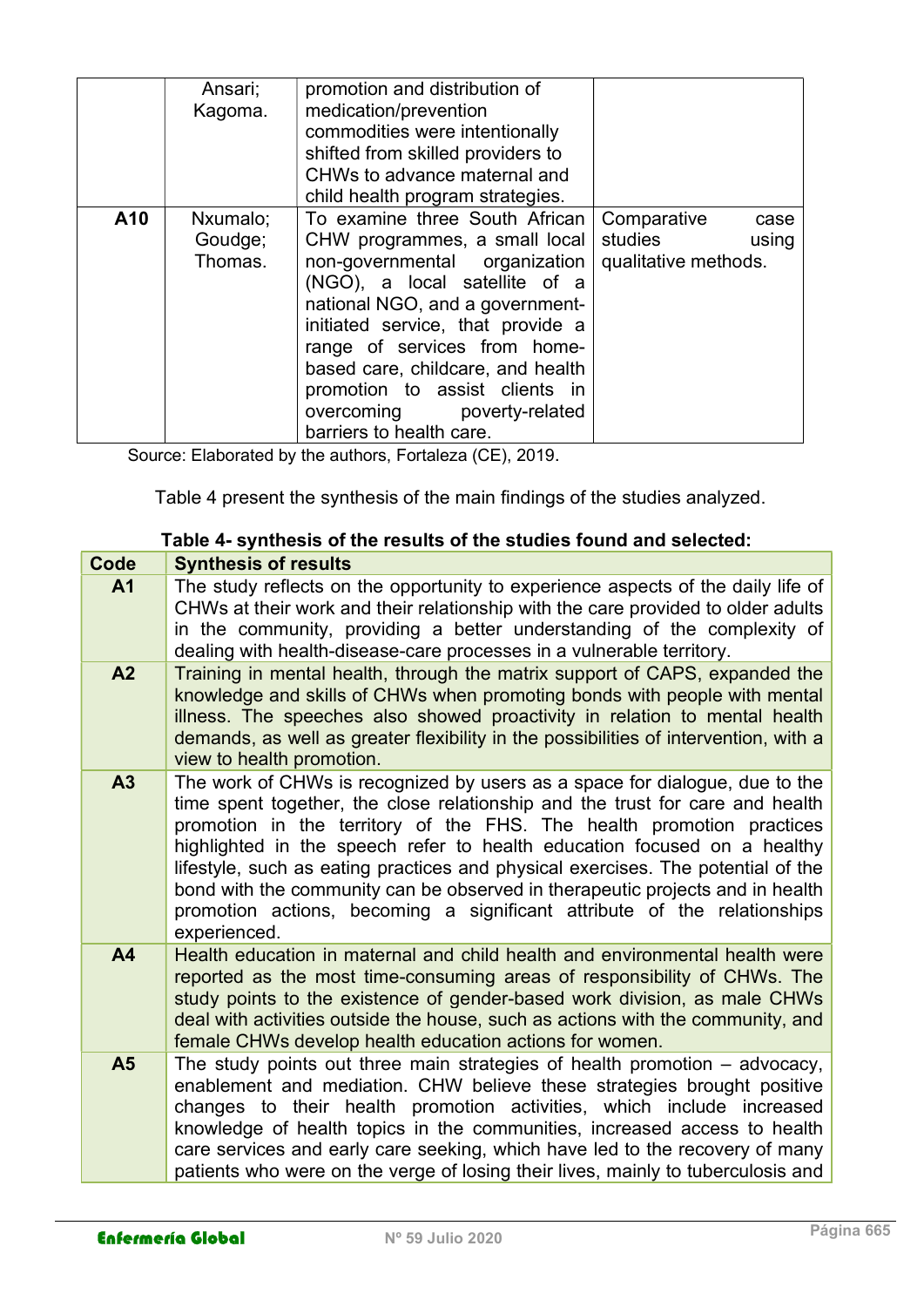| | Ansari; Kagoma. | promotion and distribution of medication/prevention commodities were intentionally shifted from skilled providers to CHWs to advance maternal and child health program strategies. | |
|---|---|---|---|
| **A10** | Nxumalo; Goudge; Thomas. | To examine three South African CHW programmes, a small local non-governmental organization (NGO), a local satellite of a national NGO, and a government-initiated service, that provide a range of services from home-based care, childcare, and health promotion to assist clients in overcoming poverty-related barriers to health care. | Comparative case studies using qualitative methods. |

Source: Elaborated by the authors, Fortaleza (CE), 2019.

Table 4 present the synthesis of the main findings of the studies analyzed.

**Table 4- synthesis of the results of the studies found and selected:**

| Code | Synthesis of results |
|---|---|
| **A1** | The study reflects on the opportunity to experience aspects of the daily life of CHWs at their work and their relationship with the care provided to older adults in the community, providing a better understanding of the complexity of dealing with health-disease-care processes in a vulnerable territory. |
| **A2** | Training in mental health, through the matrix support of CAPS, expanded the knowledge and skills of CHWs when promoting bonds with people with mental illness. The speeches also showed proactivity in relation to mental health demands, as well as greater flexibility in the possibilities of intervention, with a view to health promotion. |
| **A3** | The work of CHWs is recognized by users as a space for dialogue, due to the time spent together, the close relationship and the trust for care and health promotion in the territory of the FHS. The health promotion practices highlighted in the speech refer to health education focused on a healthy lifestyle, such as eating practices and physical exercises. The potential of the bond with the community can be observed in therapeutic projects and in health promotion actions, becoming a significant attribute of the relationships experienced. |
| **A4** | Health education in maternal and child health and environmental health were reported as the most time-consuming areas of responsibility of CHWs. The study points to the existence of gender-based work division, as male CHWs deal with activities outside the house, such as actions with the community, and female CHWs develop health education actions for women. |
| **A5** | The study points out three main strategies of health promotion – advocacy, enablement and mediation. CHW believe these strategies brought positive changes to their health promotion activities, which include increased knowledge of health topics in the communities, increased access to health care services and early care seeking, which have led to the recovery of many patients who were on the verge of losing their lives, mainly to tuberculosis and |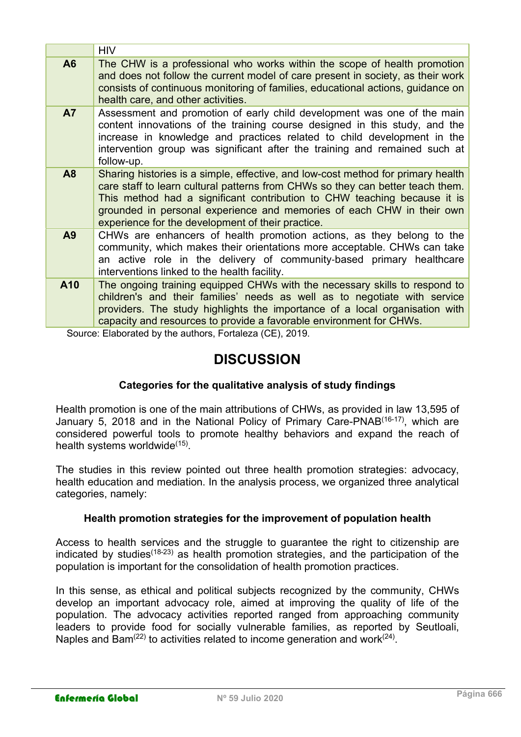| | HIV |
|---|---|
| **A6** | The CHW is a professional who works within the scope of health promotion and does not follow the current model of care present in society, as their work consists of continuous monitoring of families, educational actions, guidance on health care, and other activities. |
| **A7** | Assessment and promotion of early child development was one of the main content innovations of the training course designed in this study, and the increase in knowledge and practices related to child development in the intervention group was significant after the training and remained such at follow-up. |
| **A8** | Sharing histories is a simple, effective, and low-cost method for primary health care staff to learn cultural patterns from CHWs so they can better teach them. This method had a significant contribution to CHW teaching because it is grounded in personal experience and memories of each CHW in their own experience for the development of their practice. |
| **A9** | CHWs are enhancers of health promotion actions, as they belong to the community, which makes their orientations more acceptable. CHWs can take an active role in the delivery of community-based primary healthcare interventions linked to the health facility. |
| **A10** | The ongoing training equipped CHWs with the necessary skills to respond to children's and their families' needs as well as to negotiate with service providers. The study highlights the importance of a local organisation with capacity and resources to provide a favorable environment for CHWs. |

Source: Elaborated by the authors, Fortaleza (CE), 2019.

# DISCUSSION

### Categories for the qualitative analysis of study findings

Health promotion is one of the main attributions of CHWs, as provided in law 13,595 of January 5, 2018 and in the National Policy of Primary Care-PNAB[16-17], which are considered powerful tools to promote healthy behaviors and expand the reach of health systems worldwide[15].

The studies in this review pointed out three health promotion strategies: advocacy, health education and mediation. In the analysis process, we organized three analytical categories, namely:

### Health promotion strategies for the improvement of population health

Access to health services and the struggle to guarantee the right to citizenship are indicated by studies[18-23] as health promotion strategies, and the participation of the population is important for the consolidation of health promotion practices.

In this sense, as ethical and political subjects recognized by the community, CHWs develop an important advocacy role, aimed at improving the quality of life of the population. The advocacy activities reported ranged from approaching community leaders to provide food for socially vulnerable families, as reported by Seutloali, Naples and Bam[22] to activities related to income generation and work[24].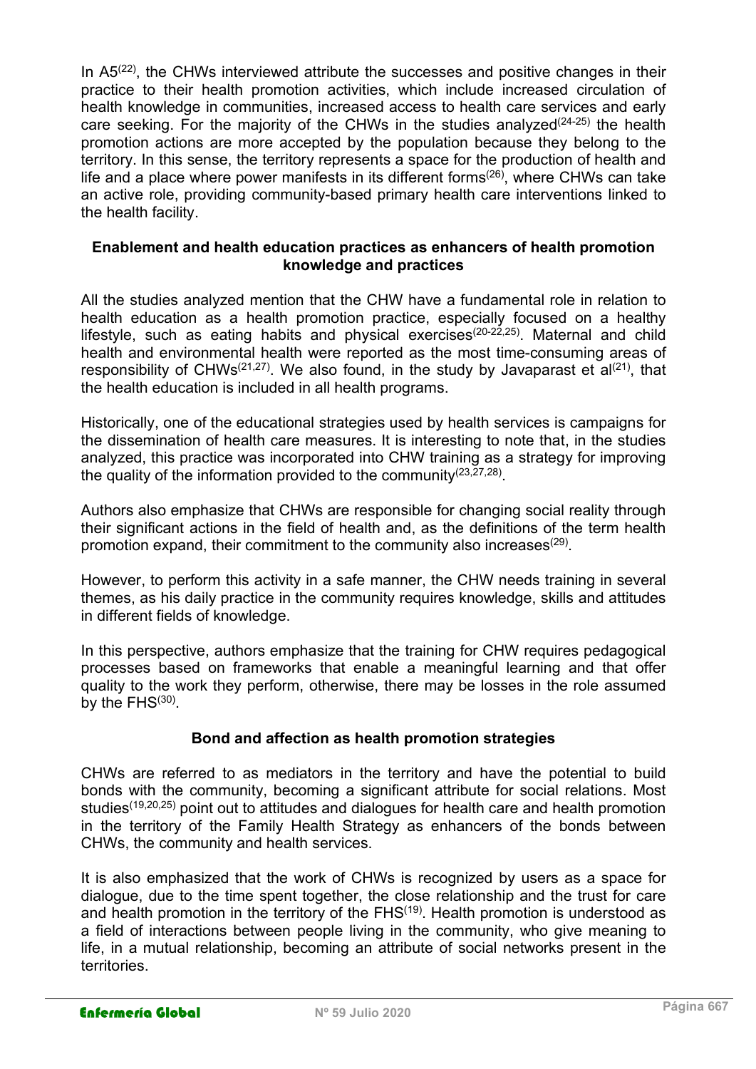In A5[22], the CHWs interviewed attribute the successes and positive changes in their practice to their health promotion activities, which include increased circulation of health knowledge in communities, increased access to health care services and early care seeking. For the majority of the CHWs in the studies analyzed[24-25] the health promotion actions are more accepted by the population because they belong to the territory. In this sense, the territory represents a space for the production of health and life and a place where power manifests in its different forms[26], where CHWs can take an active role, providing community-based primary health care interventions linked to the health facility.

### Enablement and health education practices as enhancers of health promotion knowledge and practices

All the studies analyzed mention that the CHW have a fundamental role in relation to health education as a health promotion practice, especially focused on a healthy lifestyle, such as eating habits and physical exercises[20-22,25]. Maternal and child health and environmental health were reported as the most time-consuming areas of responsibility of CHWs[21,27]. We also found, in the study by Javaparast et al[21], that the health education is included in all health programs.

Historically, one of the educational strategies used by health services is campaigns for the dissemination of health care measures. It is interesting to note that, in the studies analyzed, this practice was incorporated into CHW training as a strategy for improving the quality of the information provided to the community[23,27,28].

Authors also emphasize that CHWs are responsible for changing social reality through their significant actions in the field of health and, as the definitions of the term health promotion expand, their commitment to the community also increases[29].

However, to perform this activity in a safe manner, the CHW needs training in several themes, as his daily practice in the community requires knowledge, skills and attitudes in different fields of knowledge.

In this perspective, authors emphasize that the training for CHW requires pedagogical processes based on frameworks that enable a meaningful learning and that offer quality to the work they perform, otherwise, there may be losses in the role assumed by the FHS[30].

### Bond and affection as health promotion strategies

CHWs are referred to as mediators in the territory and have the potential to build bonds with the community, becoming a significant attribute for social relations. Most studies[19,20,25] point out to attitudes and dialogues for health care and health promotion in the territory of the Family Health Strategy as enhancers of the bonds between CHWs, the community and health services.

It is also emphasized that the work of CHWs is recognized by users as a space for dialogue, due to the time spent together, the close relationship and the trust for care and health promotion in the territory of the FHS[19]. Health promotion is understood as a field of interactions between people living in the community, who give meaning to life, in a mutual relationship, becoming an attribute of social networks present in the territories.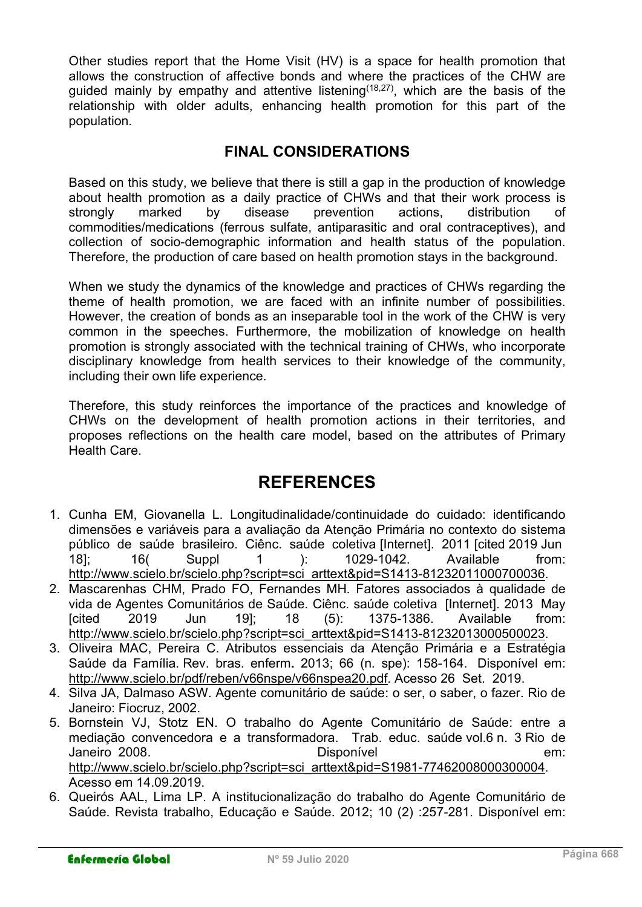Other studies report that the Home Visit (HV) is a space for health promotion that allows the construction of affective bonds and where the practices of the CHW are guided mainly by empathy and attentive listening[18,27], which are the basis of the relationship with older adults, enhancing health promotion for this part of the population.

## FINAL CONSIDERATIONS

Based on this study, we believe that there is still a gap in the production of knowledge about health promotion as a daily practice of CHWs and that their work process is strongly marked by disease prevention actions, distribution of commodities/medications (ferrous sulfate, antiparasitic and oral contraceptives), and collection of socio-demographic information and health status of the population. Therefore, the production of care based on health promotion stays in the background.

When we study the dynamics of the knowledge and practices of CHWs regarding the theme of health promotion, we are faced with an infinite number of possibilities. However, the creation of bonds as an inseparable tool in the work of the CHW is very common in the speeches. Furthermore, the mobilization of knowledge on health promotion is strongly associated with the technical training of CHWs, who incorporate disciplinary knowledge from health services to their knowledge of the community, including their own life experience.

Therefore, this study reinforces the importance of the practices and knowledge of CHWs on the development of health promotion actions in their territories, and proposes reflections on the health care model, based on the attributes of Primary Health Care.

## REFERENCES

1. Cunha EM, Giovanella L. Longitudinalidade/continuidade do cuidado: identificando dimensões e variáveis para a avaliação da Atenção Primária no contexto do sistema público de saúde brasileiro. Ciênc. saúde coletiva [Internet]. 2011 [cited 2019 Jun 18]; 16( Suppl 1 ): 1029-1042. Available from: http://www.scielo.br/scielo.php?script=sci_arttext&pid=S1413-81232011000700036.
2. Mascarenhas CHM, Prado FO, Fernandes MH. Fatores associados à qualidade de vida de Agentes Comunitários de Saúde. Ciênc. saúde coletiva [Internet]. 2013 May [cited 2019 Jun 19]; 18 (5): 1375-1386. Available from: http://www.scielo.br/scielo.php?script=sci_arttext&pid=S1413-81232013000500023.
3. Oliveira MAC, Pereira C. Atributos essenciais da Atenção Primária e a Estratégia Saúde da Família. Rev. bras. enferm. 2013; 66 (n. spe): 158-164. Disponível em: http://www.scielo.br/pdf/reben/v66nspe/v66nspea20.pdf. Acesso 26 Set. 2019.
4. Silva JA, Dalmaso ASW. Agente comunitário de saúde: o ser, o saber, o fazer. Rio de Janeiro: Fiocruz, 2002.
5. Bornstein VJ, Stotz EN. O trabalho do Agente Comunitário de Saúde: entre a mediação convencedora e a transformadora. Trab. educ. saúde vol.6 n. 3 Rio de Janeiro 2008. Disponível em: http://www.scielo.br/scielo.php?script=sci_arttext&pid=S1981-77462008000300004. Acesso em 14.09.2019.
6. Queirós AAL, Lima LP. A institucionalização do trabalho do Agente Comunitário de Saúde. Revista trabalho, Educação e Saúde. 2012; 10 (2) :257-281. Disponível em: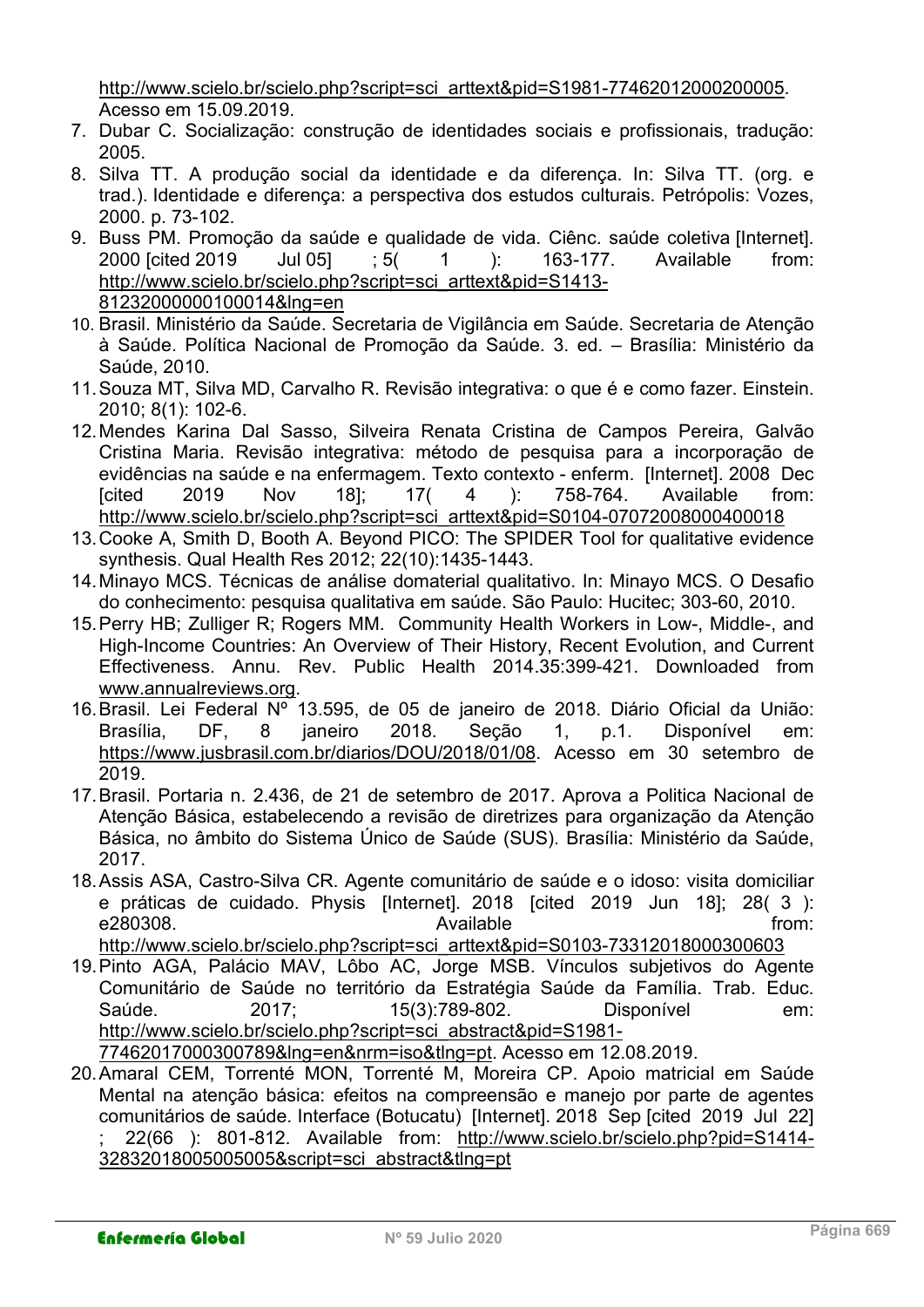http://www.scielo.br/scielo.php?script=sci_arttext&pid=S1981-77462012000200005. Acesso em 15.09.2019.

7. Dubar C. Socialização: construção de identidades sociais e profissionais, tradução: 2005.
8. Silva TT. A produção social da identidade e da diferença. In: Silva TT. (org. e trad.). Identidade e diferença: a perspectiva dos estudos culturais. Petrópolis: Vozes, 2000. p. 73-102.
9. Buss PM. Promoção da saúde e qualidade de vida. Ciênc. saúde coletiva [Internet]. 2000 [cited 2019 Jul 05] ; 5( 1 ): 163-177. Available from: http://www.scielo.br/scielo.php?script=sci_arttext&pid=S1413-81232000000100014&lng=en
10. Brasil. Ministério da Saúde. Secretaria de Vigilância em Saúde. Secretaria de Atenção à Saúde. Política Nacional de Promoção da Saúde. 3. ed. – Brasília: Ministério da Saúde, 2010.
11. Souza MT, Silva MD, Carvalho R. Revisão integrativa: o que é e como fazer. Einstein. 2010; 8(1): 102-6.
12. Mendes Karina Dal Sasso, Silveira Renata Cristina de Campos Pereira, Galvão Cristina Maria. Revisão integrativa: método de pesquisa para a incorporação de evidências na saúde e na enfermagem. Texto contexto - enferm. [Internet]. 2008 Dec [cited 2019 Nov 18]; 17( 4 ): 758-764. Available from: http://www.scielo.br/scielo.php?script=sci_arttext&pid=S0104-07072008000400018
13. Cooke A, Smith D, Booth A. Beyond PICO: The SPIDER Tool for qualitative evidence synthesis. Qual Health Res 2012; 22(10):1435-1443.
14. Minayo MCS. Técnicas de análise domaterial qualitativo. In: Minayo MCS. O Desafio do conhecimento: pesquisa qualitativa em saúde. São Paulo: Hucitec; 303-60, 2010.
15. Perry HB; Zulliger R; Rogers MM. Community Health Workers in Low-, Middle-, and High-Income Countries: An Overview of Their History, Recent Evolution, and Current Effectiveness. Annu. Rev. Public Health 2014.35:399-421. Downloaded from www.annualreviews.org.
16. Brasil. Lei Federal Nº 13.595, de 05 de janeiro de 2018. Diário Oficial da União: Brasília, DF, 8 janeiro 2018. Seção 1, p.1. Disponível em: https://www.jusbrasil.com.br/diarios/DOU/2018/01/08. Acesso em 30 setembro de 2019.
17. Brasil. Portaria n. 2.436, de 21 de setembro de 2017. Aprova a Politica Nacional de Atenção Básica, estabelecendo a revisão de diretrizes para organização da Atenção Básica, no âmbito do Sistema Único de Saúde (SUS). Brasília: Ministério da Saúde, 2017.
18. Assis ASA, Castro-Silva CR. Agente comunitário de saúde e o idoso: visita domiciliar e práticas de cuidado. Physis [Internet]. 2018 [cited 2019 Jun 18]; 28( 3 ): e280308. Available from: http://www.scielo.br/scielo.php?script=sci_arttext&pid=S0103-73312018000300603
19. Pinto AGA, Palácio MAV, Lôbo AC, Jorge MSB. Vínculos subjetivos do Agente Comunitário de Saúde no território da Estratégia Saúde da Família. Trab. Educ. Saúde. 2017; 15(3):789-802. Disponível em: http://www.scielo.br/scielo.php?script=sci_abstract&pid=S1981-77462017000300789&lng=en&nrm=iso&tlng=pt. Acesso em 12.08.2019.
20. Amaral CEM, Torrenté MON, Torrenté M, Moreira CP. Apoio matricial em Saúde Mental na atenção básica: efeitos na compreensão e manejo por parte de agentes comunitários de saúde. Interface (Botucatu) [Internet]. 2018 Sep [cited 2019 Jul 22] ; 22(66 ): 801-812. Available from: http://www.scielo.br/scielo.php?pid=S1414-32832018005005005&script=sci_abstract&tlng=pt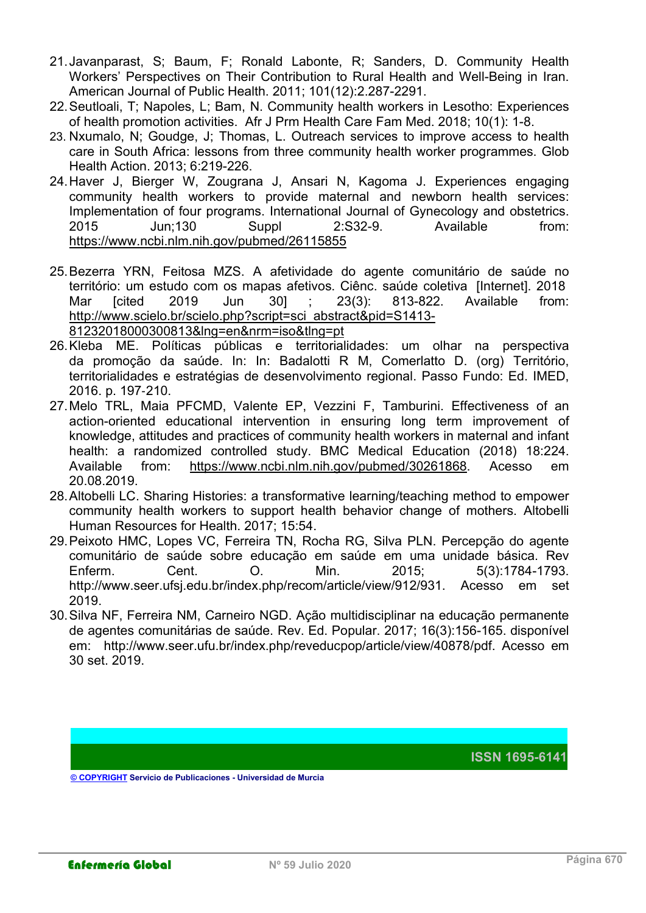21. Javanparast, S; Baum, F; Ronald Labonte, R; Sanders, D. Community Health Workers' Perspectives on Their Contribution to Rural Health and Well-Being in Iran. American Journal of Public Health. 2011; 101(12):2.287-2291.
22. Seutloali, T; Napoles, L; Bam, N. Community health workers in Lesotho: Experiences of health promotion activities. Afr J Prm Health Care Fam Med. 2018; 10(1): 1-8.
23. Nxumalo, N; Goudge, J; Thomas, L. Outreach services to improve access to health care in South Africa: lessons from three community health worker programmes. Glob Health Action. 2013; 6:219-226.
24. Haver J, Bierger W, Zougrana J, Ansari N, Kagoma J. Experiences engaging community health workers to provide maternal and newborn health services: Implementation of four programs. International Journal of Gynecology and obstetrics. 2015 Jun;130 Suppl 2:S32-9. Available from: https://www.ncbi.nlm.nih.gov/pubmed/26115855
25. Bezerra YRN, Feitosa MZS. A afetividade do agente comunitário de saúde no território: um estudo com os mapas afetivos. Ciênc. saúde coletiva [Internet]. 2018 Mar [cited 2019 Jun 30] ; 23(3): 813-822. Available from: http://www.scielo.br/scielo.php?script=sci_abstract&pid=S1413-81232018000300813&lng=en&nrm=iso&tlng=pt
26. Kleba ME. Políticas públicas e territorialidades: um olhar na perspectiva da promoção da saúde. In: In: Badalotti R M, Comerlatto D. (org) Território, territorialidades e estratégias de desenvolvimento regional. Passo Fundo: Ed. IMED, 2016. p. 197-210.
27. Melo TRL, Maia PFCMD, Valente EP, Vezzini F, Tamburini. Effectiveness of an action-oriented educational intervention in ensuring long term improvement of knowledge, attitudes and practices of community health workers in maternal and infant health: a randomized controlled study. BMC Medical Education (2018) 18:224. Available from: https://www.ncbi.nlm.nih.gov/pubmed/30261868. Acesso em 20.08.2019.
28. Altobelli LC. Sharing Histories: a transformative learning/teaching method to empower community health workers to support health behavior change of mothers. Altobelli Human Resources for Health. 2017; 15:54.
29. Peixoto HMC, Lopes VC, Ferreira TN, Rocha RG, Silva PLN. Percepção do agente comunitário de saúde sobre educação em saúde em uma unidade básica. Rev Enferm. Cent. O. Min. 2015; 5(3):1784-1793. http://www.seer.ufsj.edu.br/index.php/recom/article/view/912/931. Acesso em set 2019.
30. Silva NF, Ferreira NM, Carneiro NGD. Ação multidisciplinar na educação permanente de agentes comunitárias de saúde. Rev. Ed. Popular. 2017; 16(3):156-165. disponível em: http://www.seer.ufu.br/index.php/reveducpop/article/view/40878/pdf. Acesso em 30 set. 2019.

ISSN 1695-6141

© COPYRIGHT Servicio de Publicaciones - Universidad de Murcia